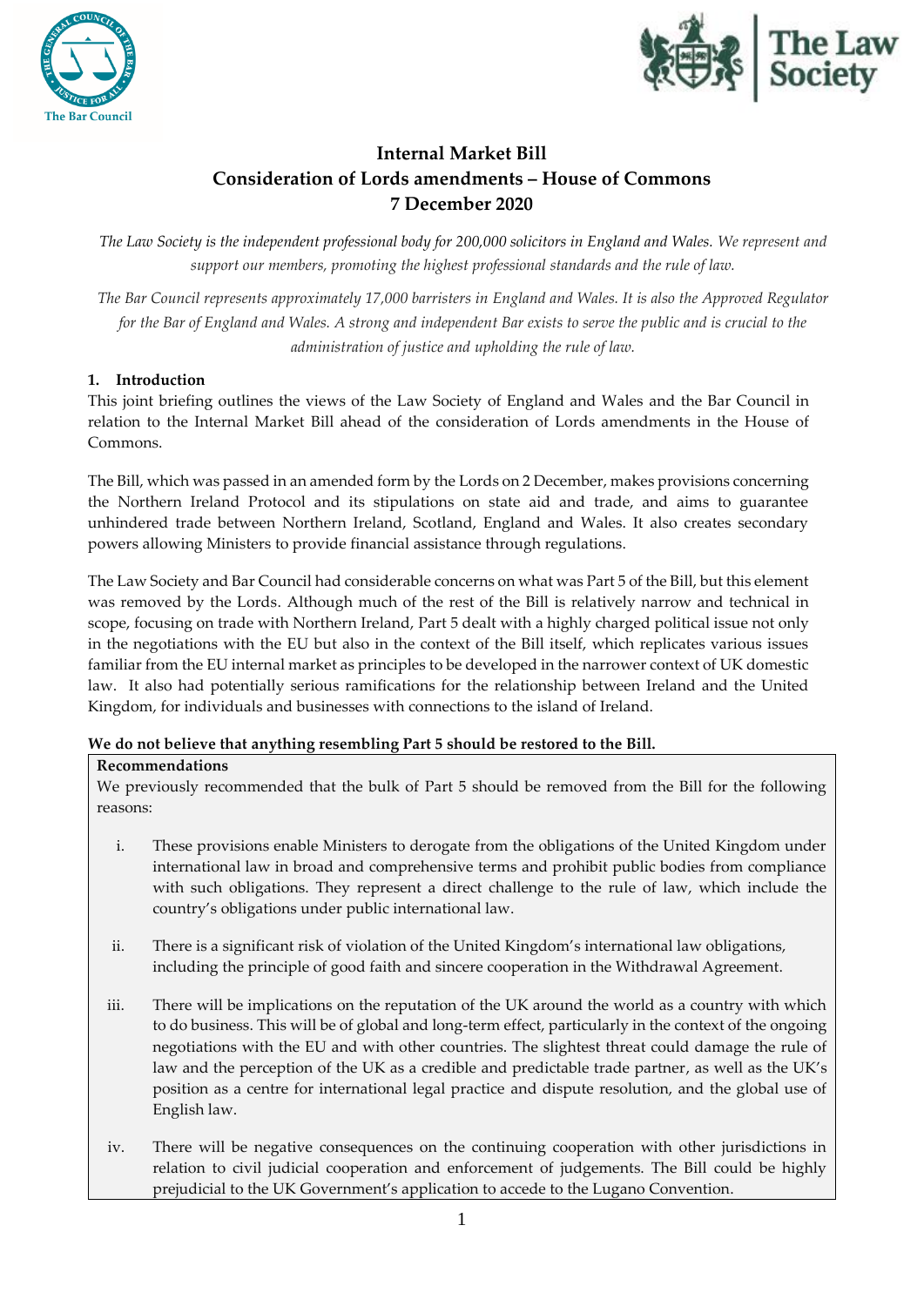# Internal Market Bill
## Consideration of Lords amendments – House of Commons
## 7 December 2020

*The Law Society is the independent professional body for 200,000 solicitors in England and Wales. We represent and support our members, promoting the highest professional standards and the rule of law.*

*The Bar Council represents approximately 17,000 barristers in England and Wales. It is also the Approved Regulator for the Bar of England and Wales. A strong and independent Bar exists to serve the public and is crucial to the administration of justice and upholding the rule of law.*

### 1. Introduction

This joint briefing outlines the views of the Law Society of England and Wales and the Bar Council in relation to the Internal Market Bill ahead of the consideration of Lords amendments in the House of Commons.

The Bill, which was passed in an amended form by the Lords on 2 December, makes provisions concerning the Northern Ireland Protocol and its stipulations on state aid and trade, and aims to guarantee unhindered trade between Northern Ireland, Scotland, England and Wales. It also creates secondary powers allowing Ministers to provide financial assistance through regulations.

The Law Society and Bar Council had considerable concerns on what was Part 5 of the Bill, but this element was removed by the Lords. Although much of the rest of the Bill is relatively narrow and technical in scope, focusing on trade with Northern Ireland, Part 5 dealt with a highly charged political issue not only in the negotiations with the EU but also in the context of the Bill itself, which replicates various issues familiar from the EU internal market as principles to be developed in the narrower context of UK domestic law. It also had potentially serious ramifications for the relationship between Ireland and the United Kingdom, for individuals and businesses with connections to the island of Ireland.

**We do not believe that anything resembling Part 5 should be restored to the Bill.**

**Recommendations**

We previously recommended that the bulk of Part 5 should be removed from the Bill for the following reasons:

i. These provisions enable Ministers to derogate from the obligations of the United Kingdom under international law in broad and comprehensive terms and prohibit public bodies from compliance with such obligations. They represent a direct challenge to the rule of law, which include the country's obligations under public international law.

ii. There is a significant risk of violation of the United Kingdom's international law obligations, including the principle of good faith and sincere cooperation in the Withdrawal Agreement.

iii. There will be implications on the reputation of the UK around the world as a country with which to do business. This will be of global and long-term effect, particularly in the context of the ongoing negotiations with the EU and with other countries. The slightest threat could damage the rule of law and the perception of the UK as a credible and predictable trade partner, as well as the UK's position as a centre for international legal practice and dispute resolution, and the global use of English law.

iv. There will be negative consequences on the continuing cooperation with other jurisdictions in relation to civil judicial cooperation and enforcement of judgements. The Bill could be highly prejudicial to the UK Government's application to accede to the Lugano Convention.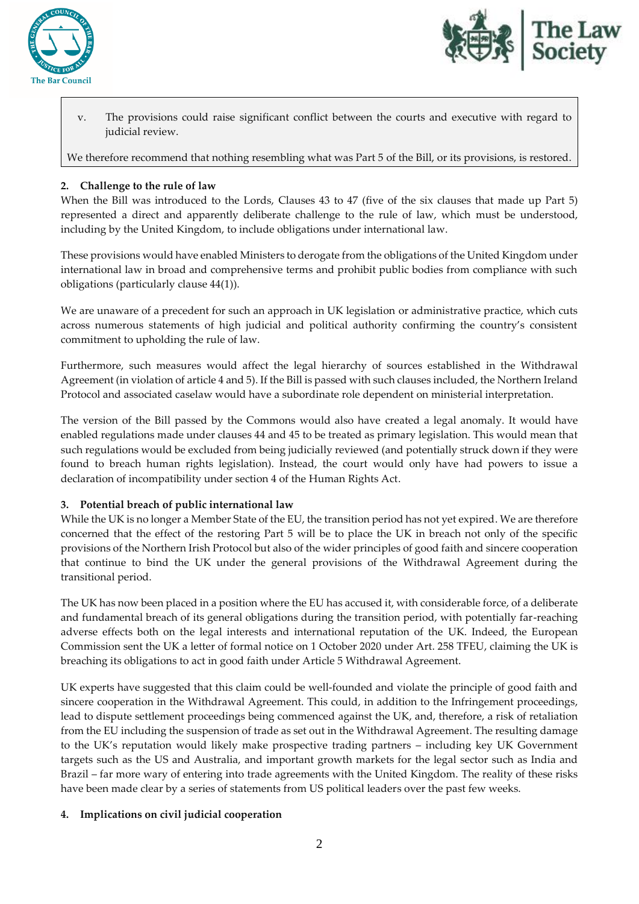v. The provisions could raise significant conflict between the courts and executive with regard to judicial review.

We therefore recommend that nothing resembling what was Part 5 of the Bill, or its provisions, is restored.

**2. Challenge to the rule of law**

When the Bill was introduced to the Lords, Clauses 43 to 47 (five of the six clauses that made up Part 5) represented a direct and apparently deliberate challenge to the rule of law, which must be understood, including by the United Kingdom, to include obligations under international law.

These provisions would have enabled Ministers to derogate from the obligations of the United Kingdom under international law in broad and comprehensive terms and prohibit public bodies from compliance with such obligations (particularly clause 44(1)).

We are unaware of a precedent for such an approach in UK legislation or administrative practice, which cuts across numerous statements of high judicial and political authority confirming the country's consistent commitment to upholding the rule of law.

Furthermore, such measures would affect the legal hierarchy of sources established in the Withdrawal Agreement (in violation of article 4 and 5). If the Bill is passed with such clauses included, the Northern Ireland Protocol and associated caselaw would have a subordinate role dependent on ministerial interpretation.

The version of the Bill passed by the Commons would also have created a legal anomaly. It would have enabled regulations made under clauses 44 and 45 to be treated as primary legislation. This would mean that such regulations would be excluded from being judicially reviewed (and potentially struck down if they were found to breach human rights legislation). Instead, the court would only have had powers to issue a declaration of incompatibility under section 4 of the Human Rights Act.

**3. Potential breach of public international law**

While the UK is no longer a Member State of the EU, the transition period has not yet expired. We are therefore concerned that the effect of the restoring Part 5 will be to place the UK in breach not only of the specific provisions of the Northern Irish Protocol but also of the wider principles of good faith and sincere cooperation that continue to bind the UK under the general provisions of the Withdrawal Agreement during the transitional period.

The UK has now been placed in a position where the EU has accused it, with considerable force, of a deliberate and fundamental breach of its general obligations during the transition period, with potentially far-reaching adverse effects both on the legal interests and international reputation of the UK. Indeed, the European Commission sent the UK a letter of formal notice on 1 October 2020 under Art. 258 TFEU, claiming the UK is breaching its obligations to act in good faith under Article 5 Withdrawal Agreement.

UK experts have suggested that this claim could be well-founded and violate the principle of good faith and sincere cooperation in the Withdrawal Agreement. This could, in addition to the Infringement proceedings, lead to dispute settlement proceedings being commenced against the UK, and, therefore, a risk of retaliation from the EU including the suspension of trade as set out in the Withdrawal Agreement. The resulting damage to the UK's reputation would likely make prospective trading partners – including key UK Government targets such as the US and Australia, and important growth markets for the legal sector such as India and Brazil – far more wary of entering into trade agreements with the United Kingdom. The reality of these risks have been made clear by a series of statements from US political leaders over the past few weeks.

**4. Implications on civil judicial cooperation**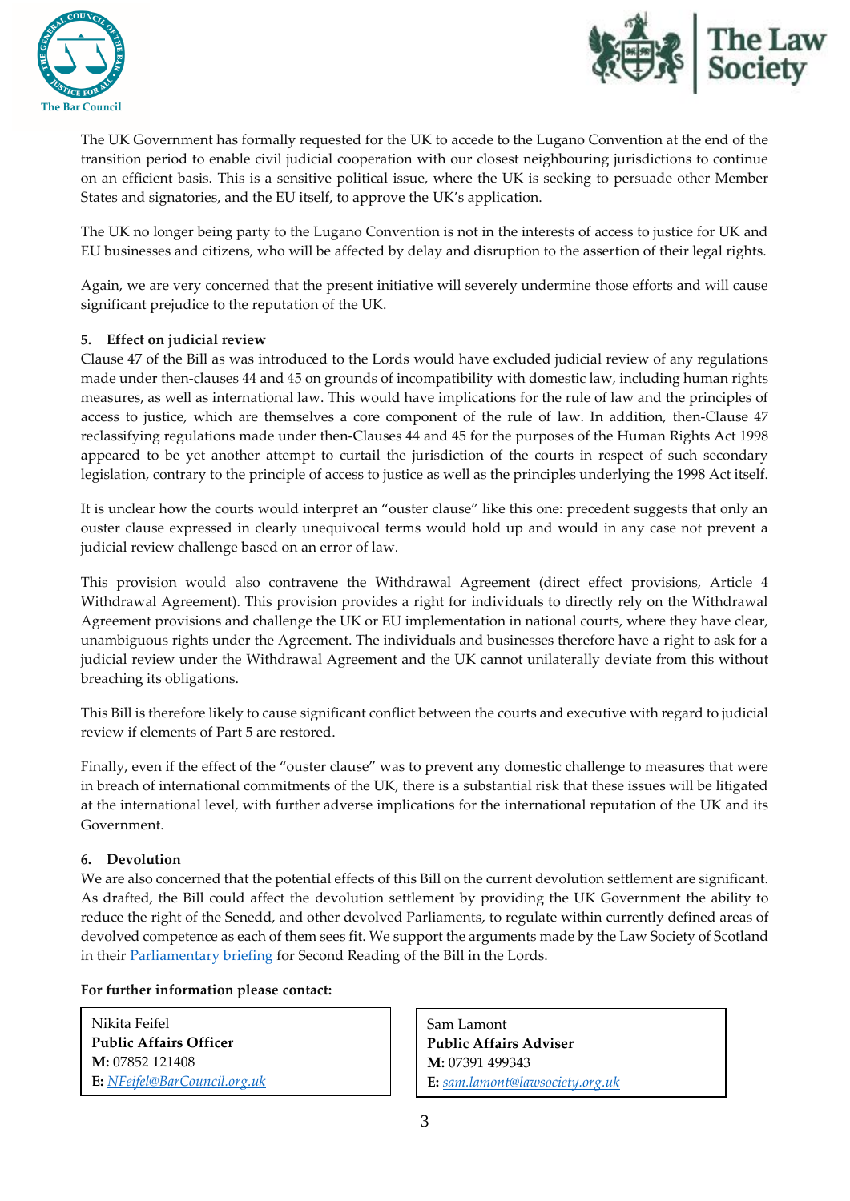The UK Government has formally requested for the UK to accede to the Lugano Convention at the end of the transition period to enable civil judicial cooperation with our closest neighbouring jurisdictions to continue on an efficient basis. This is a sensitive political issue, where the UK is seeking to persuade other Member States and signatories, and the EU itself, to approve the UK's application.

The UK no longer being party to the Lugano Convention is not in the interests of access to justice for UK and EU businesses and citizens, who will be affected by delay and disruption to the assertion of their legal rights.

Again, we are very concerned that the present initiative will severely undermine those efforts and will cause significant prejudice to the reputation of the UK.

**5. Effect on judicial review**

Clause 47 of the Bill as was introduced to the Lords would have excluded judicial review of any regulations made under then-clauses 44 and 45 on grounds of incompatibility with domestic law, including human rights measures, as well as international law. This would have implications for the rule of law and the principles of access to justice, which are themselves a core component of the rule of law. In addition, then-Clause 47 reclassifying regulations made under then-Clauses 44 and 45 for the purposes of the Human Rights Act 1998 appeared to be yet another attempt to curtail the jurisdiction of the courts in respect of such secondary legislation, contrary to the principle of access to justice as well as the principles underlying the 1998 Act itself.

It is unclear how the courts would interpret an "ouster clause" like this one: precedent suggests that only an ouster clause expressed in clearly unequivocal terms would hold up and would in any case not prevent a judicial review challenge based on an error of law.

This provision would also contravene the Withdrawal Agreement (direct effect provisions, Article 4 Withdrawal Agreement). This provision provides a right for individuals to directly rely on the Withdrawal Agreement provisions and challenge the UK or EU implementation in national courts, where they have clear, unambiguous rights under the Agreement. The individuals and businesses therefore have a right to ask for a judicial review under the Withdrawal Agreement and the UK cannot unilaterally deviate from this without breaching its obligations.

This Bill is therefore likely to cause significant conflict between the courts and executive with regard to judicial review if elements of Part 5 are restored.

Finally, even if the effect of the "ouster clause" was to prevent any domestic challenge to measures that were in breach of international commitments of the UK, there is a substantial risk that these issues will be litigated at the international level, with further adverse implications for the international reputation of the UK and its Government.

**6. Devolution**

We are also concerned that the potential effects of this Bill on the current devolution settlement are significant. As drafted, the Bill could affect the devolution settlement by providing the UK Government the ability to reduce the right of the Senedd, and other devolved Parliaments, to regulate within currently defined areas of devolved competence as each of them sees fit. We support the arguments made by the Law Society of Scotland in their Parliamentary briefing for Second Reading of the Bill in the Lords.

**For further information please contact:**

| | |
|---|---|
| Nikita Feifel<br>**Public Affairs Officer**<br>**M:** 07852 121408<br>**E:** *NFeifel@BarCouncil.org.uk* | Sam Lamont<br>**Public Affairs Adviser**<br>**M:** 07391 499343<br>**E:** *sam.lamont@lawsociety.org.uk* |